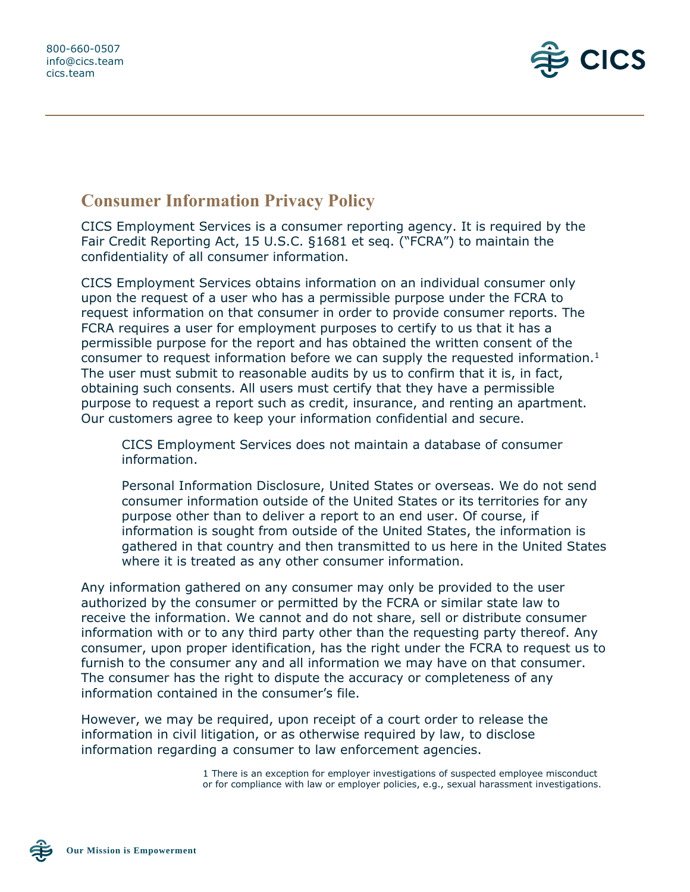800-660-0507
info@cics.team
cics.team

CICS

# Consumer Information Privacy Policy

CICS Employment Services is a consumer reporting agency. It is required by the Fair Credit Reporting Act, 15 U.S.C. §1681 et seq. ("FCRA") to maintain the confidentiality of all consumer information.

CICS Employment Services obtains information on an individual consumer only upon the request of a user who has a permissible purpose under the FCRA to request information on that consumer in order to provide consumer reports. The FCRA requires a user for employment purposes to certify to us that it has a permissible purpose for the report and has obtained the written consent of the consumer to request information before we can supply the requested information.[1] The user must submit to reasonable audits by us to confirm that it is, in fact, obtaining such consents. All users must certify that they have a permissible purpose to request a report such as credit, insurance, and renting an apartment. Our customers agree to keep your information confidential and secure.

> CICS Employment Services does not maintain a database of consumer information.
>
> Personal Information Disclosure, United States or overseas. We do not send consumer information outside of the United States or its territories for any purpose other than to deliver a report to an end user. Of course, if information is sought from outside of the United States, the information is gathered in that country and then transmitted to us here in the United States where it is treated as any other consumer information.

Any information gathered on any consumer may only be provided to the user authorized by the consumer or permitted by the FCRA or similar state law to receive the information. We cannot and do not share, sell or distribute consumer information with or to any third party other than the requesting party thereof. Any consumer, upon proper identification, has the right under the FCRA to request us to furnish to the consumer any and all information we may have on that consumer. The consumer has the right to dispute the accuracy or completeness of any information contained in the consumer's file.

However, we may be required, upon receipt of a court order to release the information in civil litigation, or as otherwise required by law, to disclose information regarding a consumer to law enforcement agencies.

1 There is an exception for employer investigations of suspected employee misconduct or for compliance with law or employer policies, e.g., sexual harassment investigations.

**Our Mission is Empowerment**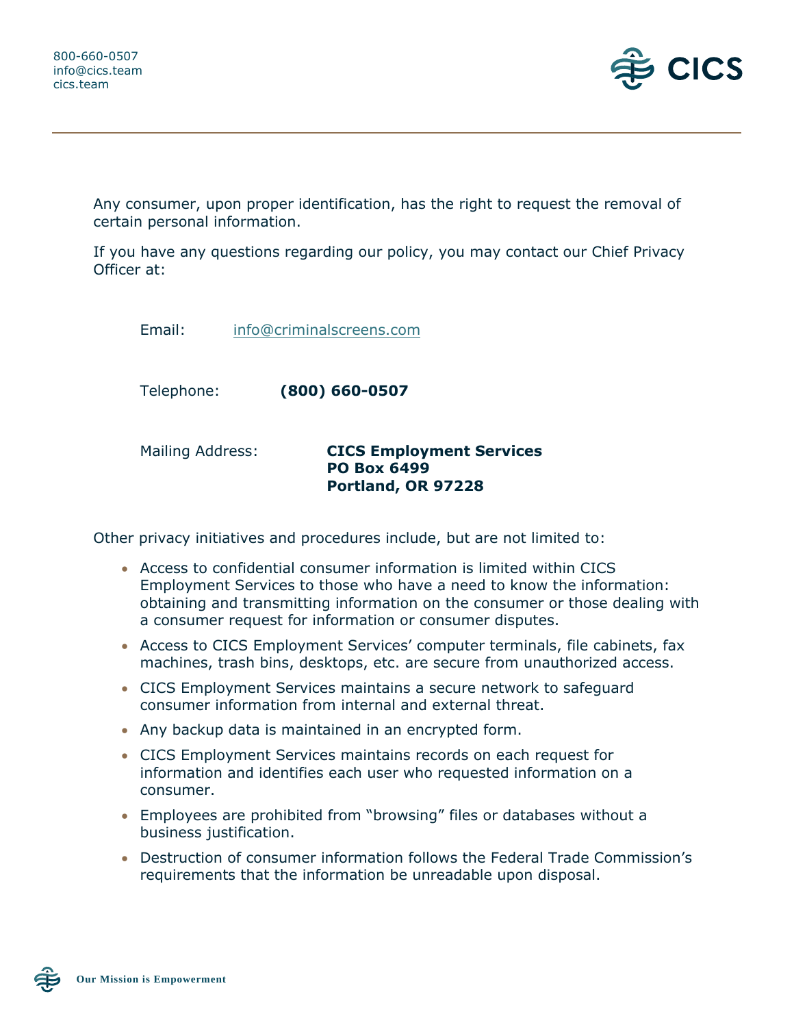Any consumer, upon proper identification, has the right to request the removal of certain personal information.

If you have any questions regarding our policy, you may contact our Chief Privacy Officer at:

Email: info@criminalscreens.com

Telephone: **(800) 660-0507**

Mailing Address: **CICS Employment Services**
**PO Box 6499**
**Portland, OR 97228**

Other privacy initiatives and procedures include, but are not limited to:

- Access to confidential consumer information is limited within CICS Employment Services to those who have a need to know the information: obtaining and transmitting information on the consumer or those dealing with a consumer request for information or consumer disputes.
- Access to CICS Employment Services' computer terminals, file cabinets, fax machines, trash bins, desktops, etc. are secure from unauthorized access.
- CICS Employment Services maintains a secure network to safeguard consumer information from internal and external threat.
- Any backup data is maintained in an encrypted form.
- CICS Employment Services maintains records on each request for information and identifies each user who requested information on a consumer.
- Employees are prohibited from "browsing" files or databases without a business justification.
- Destruction of consumer information follows the Federal Trade Commission's requirements that the information be unreadable upon disposal.